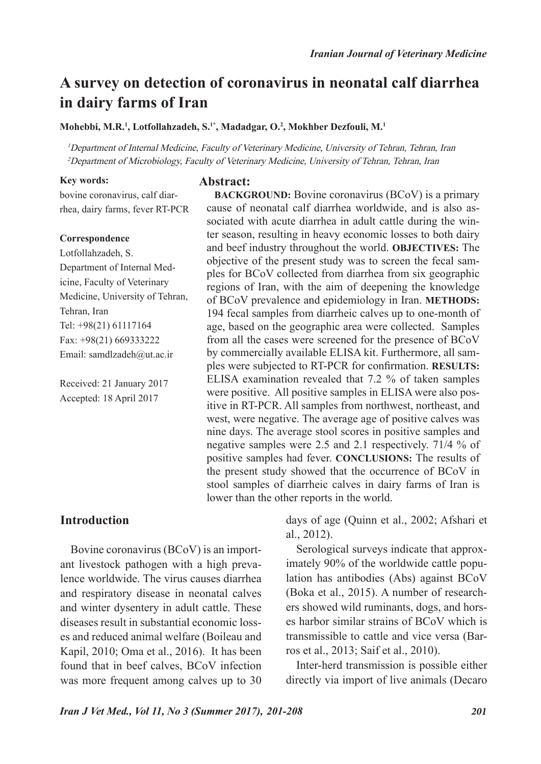# A survey on detection of coronavirus in neonatal calf diarrhea in dairy farms of Iran

**Mohebbi, M.R.[1], Lotfollahzadeh, S.[1*], Madadgar, O.[2], Mokhber Dezfouli, M.[1]**

[1]*Department of Internal Medicine, Faculty of Veterinary Medicine, University of Tehran, Tehran, Iran*
[2]*Department of Microbiology, Faculty of Veterinary Medicine, University of Tehran, Tehran, Iran*

**Key words:**
bovine coronavirus, calf diarrhea, dairy farms, fever RT-PCR

**Correspondence**
Lotfollahzadeh, S.
Department of Internal Medicine, Faculty of Veterinary Medicine, University of Tehran, Tehran, Iran
Tel: +98(21) 61117164
Fax: +98(21) 669333222
Email: samdlzadeh@ut.ac.ir

Received: 21 January 2017
Accepted: 18 April 2017

## Abstract:

**BACKGROUND:** Bovine coronavirus (BCoV) is a primary cause of neonatal calf diarrhea worldwide, and is also associated with acute diarrhea in adult cattle during the winter season, resulting in heavy economic losses to both dairy and beef industry throughout the world. **OBJECTIVES:** The objective of the present study was to screen the fecal samples for BCoV collected from diarrhea from six geographic regions of Iran, with the aim of deepening the knowledge of BCoV prevalence and epidemiology in Iran. **METHODS:** 194 fecal samples from diarrheic calves up to one-month of age, based on the geographic area were collected. Samples from all the cases were screened for the presence of BCoV by commercially available ELISA kit. Furthermore, all samples were subjected to RT-PCR for confirmation. **RESULTS:** ELISA examination revealed that 7.2 % of taken samples were positive. All positive samples in ELISA were also positive in RT-PCR. All samples from northwest, northeast, and west, were negative. The average age of positive calves was nine days. The average stool scores in positive samples and negative samples were 2.5 and 2.1 respectively. 71/4 % of positive samples had fever. **CONCLUSIONS:** The results of the present study showed that the occurrence of BCoV in stool samples of diarrheic calves in dairy farms of Iran is lower than the other reports in the world.

## Introduction

Bovine coronavirus (BCoV) is an important livestock pathogen with a high prevalence worldwide. The virus causes diarrhea and respiratory disease in neonatal calves and winter dysentery in adult cattle. These diseases result in substantial economic losses and reduced animal welfare (Boileau and Kapil, 2010; Oma et al., 2016). It has been found that in beef calves, BCoV infection was more frequent among calves up to 30 days of age (Quinn et al., 2002; Afshari et al., 2012).

Serological surveys indicate that approximately 90% of the worldwide cattle population has antibodies (Abs) against BCoV (Boka et al., 2015). A number of researchers showed wild ruminants, dogs, and horses harbor similar strains of BCoV which is transmissible to cattle and vice versa (Barros et al., 2013; Saif et al., 2010).

Inter-herd transmission is possible either directly via import of live animals (Decaro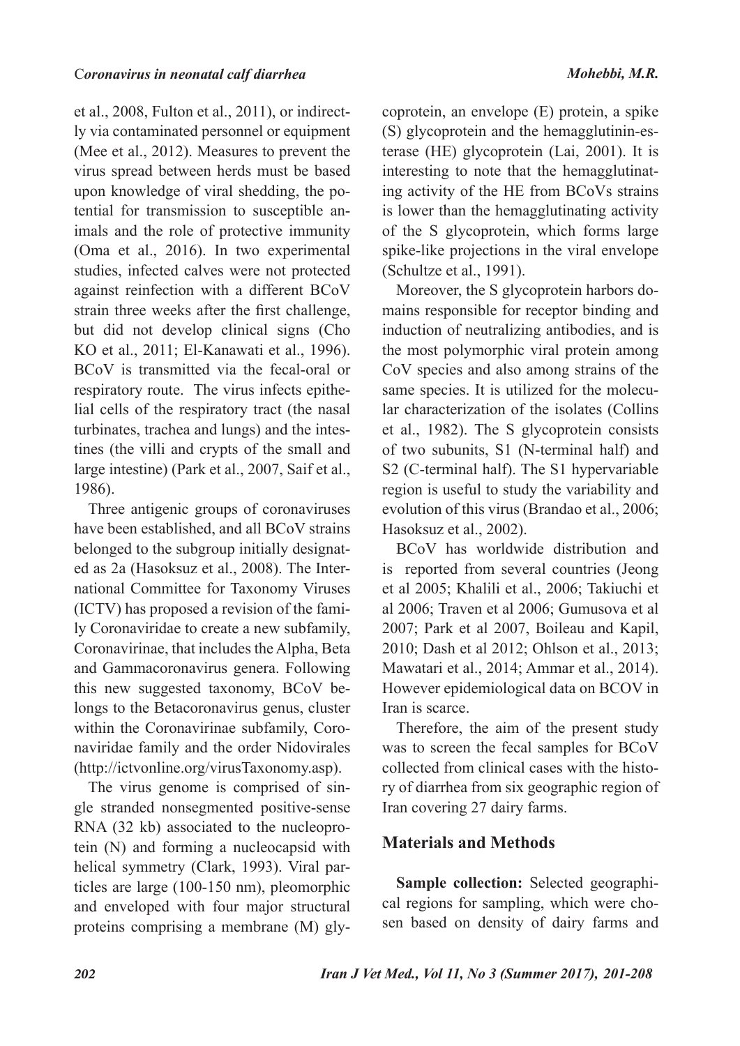et al., 2008, Fulton et al., 2011), or indirectly via contaminated personnel or equipment (Mee et al., 2012). Measures to prevent the virus spread between herds must be based upon knowledge of viral shedding, the potential for transmission to susceptible animals and the role of protective immunity (Oma et al., 2016). In two experimental studies, infected calves were not protected against reinfection with a different BCoV strain three weeks after the first challenge, but did not develop clinical signs (Cho KO et al., 2011; El-Kanawati et al., 1996). BCoV is transmitted via the fecal-oral or respiratory route. The virus infects epithelial cells of the respiratory tract (the nasal turbinates, trachea and lungs) and the intestines (the villi and crypts of the small and large intestine) (Park et al., 2007, Saif et al., 1986).

Three antigenic groups of coronaviruses have been established, and all BCoV strains belonged to the subgroup initially designated as 2a (Hasoksuz et al., 2008). The International Committee for Taxonomy Viruses (ICTV) has proposed a revision of the family Coronaviridae to create a new subfamily, Coronavirinae, that includes the Alpha, Beta and Gammacoronavirus genera. Following this new suggested taxonomy, BCoV belongs to the Betacoronavirus genus, cluster within the Coronavirinae subfamily, Coronaviridae family and the order Nidovirales (http://ictvonline.org/virusTaxonomy.asp).

The virus genome is comprised of single stranded nonsegmented positive-sense RNA (32 kb) associated to the nucleoprotein (N) and forming a nucleocapsid with helical symmetry (Clark, 1993). Viral particles are large (100-150 nm), pleomorphic and enveloped with four major structural proteins comprising a membrane (M) glycoprotein, an envelope (E) protein, a spike (S) glycoprotein and the hemagglutinin-esterase (HE) glycoprotein (Lai, 2001). It is interesting to note that the hemagglutinating activity of the HE from BCoVs strains is lower than the hemagglutinating activity of the S glycoprotein, which forms large spike-like projections in the viral envelope (Schultze et al., 1991).

Moreover, the S glycoprotein harbors domains responsible for receptor binding and induction of neutralizing antibodies, and is the most polymorphic viral protein among CoV species and also among strains of the same species. It is utilized for the molecular characterization of the isolates (Collins et al., 1982). The S glycoprotein consists of two subunits, S1 (N-terminal half) and S2 (C-terminal half). The S1 hypervariable region is useful to study the variability and evolution of this virus (Brandao et al., 2006; Hasoksuz et al., 2002).

BCoV has worldwide distribution and is reported from several countries (Jeong et al 2005; Khalili et al., 2006; Takiuchi et al 2006; Traven et al 2006; Gumusova et al 2007; Park et al 2007, Boileau and Kapil, 2010; Dash et al 2012; Ohlson et al., 2013; Mawatari et al., 2014; Ammar et al., 2014). However epidemiological data on BCOV in Iran is scarce.

Therefore, the aim of the present study was to screen the fecal samples for BCoV collected from clinical cases with the history of diarrhea from six geographic region of Iran covering 27 dairy farms.

## Materials and Methods

**Sample collection:** Selected geographical regions for sampling, which were chosen based on density of dairy farms and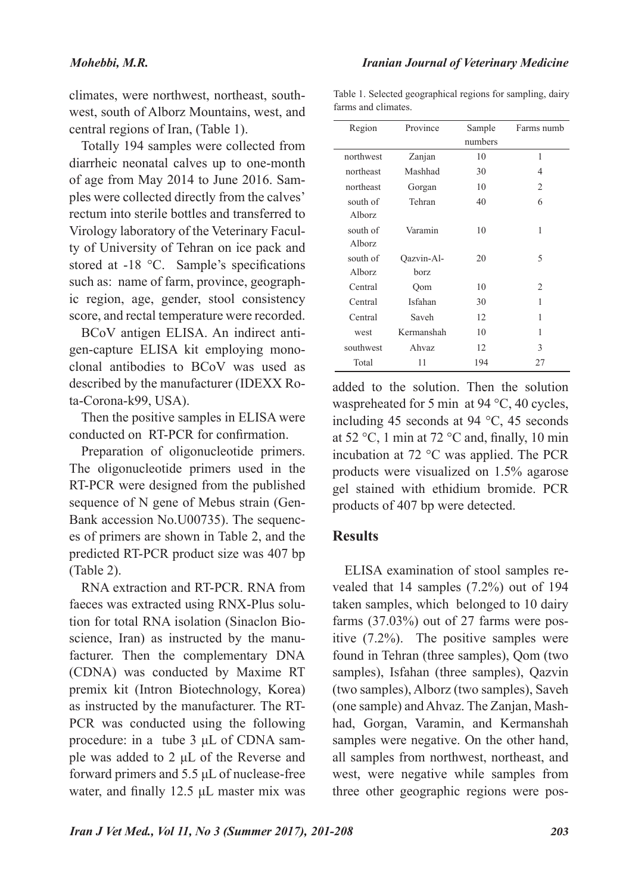climates, were northwest, northeast, southwest, south of Alborz Mountains, west, and central regions of Iran, (Table 1).

Totally 194 samples were collected from diarrheic neonatal calves up to one-month of age from May 2014 to June 2016. Samples were collected directly from the calves' rectum into sterile bottles and transferred to Virology laboratory of the Veterinary Faculty of University of Tehran on ice pack and stored at -18 °C. Sample's specifications such as: name of farm, province, geographic region, age, gender, stool consistency score, and rectal temperature were recorded.

BCoV antigen ELISA. An indirect antigen-capture ELISA kit employing monoclonal antibodies to BCoV was used as described by the manufacturer (IDEXX Rota-Corona-k99, USA).

Then the positive samples in ELISA were conducted on RT-PCR for confirmation.

Preparation of oligonucleotide primers. The oligonucleotide primers used in the RT-PCR were designed from the published sequence of N gene of Mebus strain (GenBank accession No.U00735). The sequences of primers are shown in Table 2, and the predicted RT-PCR product size was 407 bp (Table 2).

RNA extraction and RT-PCR. RNA from faeces was extracted using RNX-Plus solution for total RNA isolation (Sinaclon Bioscience, Iran) as instructed by the manufacturer. Then the complementary DNA (CDNA) was conducted by Maxime RT premix kit (Intron Biotechnology, Korea) as instructed by the manufacturer. The RT-PCR was conducted using the following procedure: in a tube 3 µL of CDNA sample was added to 2 µL of the Reverse and forward primers and 5.5 µL of nuclease-free water, and finally 12.5 µL master mix was

Table 1. Selected geographical regions for sampling, dairy farms and climates.

| Region | Province | Sample numbers | Farms numb |
|---|---|---|---|
| northwest | Zanjan | 10 | 1 |
| northeast | Mashhad | 30 | 4 |
| northeast | Gorgan | 10 | 2 |
| south of Alborz | Tehran | 40 | 6 |
| south of Alborz | Varamin | 10 | 1 |
| south of Alborz | Qazvin-Alborz | 20 | 5 |
| Central | Qom | 10 | 2 |
| Central | Isfahan | 30 | 1 |
| Central | Saveh | 12 | 1 |
| west | Kermanshah | 10 | 1 |
| southwest | Ahvaz | 12 | 3 |
| Total | 11 | 194 | 27 |

added to the solution. Then the solution waspreheated for 5 min at 94 °C, 40 cycles, including 45 seconds at 94 °C, 45 seconds at 52 °C, 1 min at 72 °C and, finally, 10 min incubation at 72 °C was applied. The PCR products were visualized on 1.5% agarose gel stained with ethidium bromide. PCR products of 407 bp were detected.

## Results

ELISA examination of stool samples revealed that 14 samples (7.2%) out of 194 taken samples, which belonged to 10 dairy farms (37.03%) out of 27 farms were positive (7.2%). The positive samples were found in Tehran (three samples), Qom (two samples), Isfahan (three samples), Qazvin (two samples), Alborz (two samples), Saveh (one sample) and Ahvaz. The Zanjan, Mashhad, Gorgan, Varamin, and Kermanshah samples were negative. On the other hand, all samples from northwest, northeast, and west, were negative while samples from three other geographic regions were pos-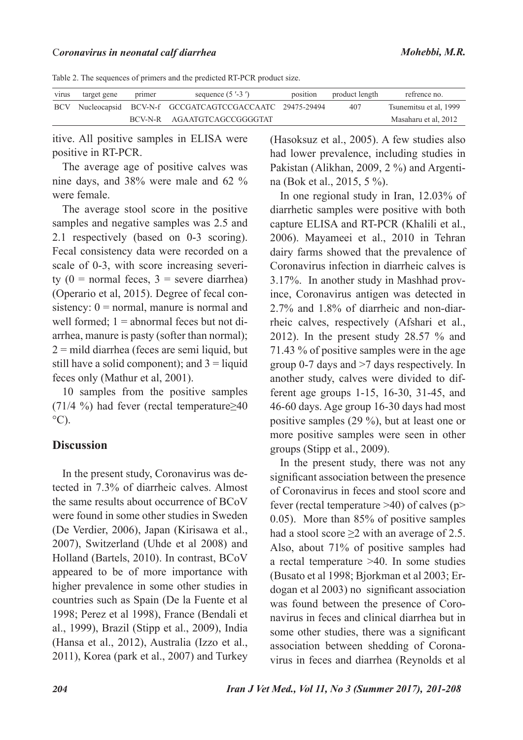Table 2. The sequences of primers and the predicted RT-PCR product size.

| virus | target gene | primer | sequence (5 ′-3 ′) | position | product length | refrence no. |
|---|---|---|---|---|---|---|
| BCV | Nucleocapsid | BCV-N-f | GCCGATCAGTCCGACCAATC | 29475-29494 | 407 | Tsunemitsu et al, 1999 |
| | | BCV-N-R | AGAATGTCAGCCGGGGTAT | | | Masaharu et al, 2012 |

itive. All positive samples in ELISA were positive in RT-PCR.

The average age of positive calves was nine days, and 38% were male and 62 % were female.

The average stool score in the positive samples and negative samples was 2.5 and 2.1 respectively (based on 0-3 scoring). Fecal consistency data were recorded on a scale of 0-3, with score increasing severity (0 = normal feces, 3 = severe diarrhea) (Operario et al, 2015). Degree of fecal consistency: 0 = normal, manure is normal and well formed; 1 = abnormal feces but not diarrhea, manure is pasty (softer than normal); 2 = mild diarrhea (feces are semi liquid, but still have a solid component); and 3 = liquid feces only (Mathur et al, 2001).

10 samples from the positive samples (71/4 %) had fever (rectal temperature≥40 °C).

## Discussion

In the present study, Coronavirus was detected in 7.3% of diarrheic calves. Almost the same results about occurrence of BCoV were found in some other studies in Sweden (De Verdier, 2006), Japan (Kirisawa et al., 2007), Switzerland (Uhde et al 2008) and Holland (Bartels, 2010). In contrast, BCoV appeared to be of more importance with higher prevalence in some other studies in countries such as Spain (De la Fuente et al 1998; Perez et al 1998), France (Bendali et al., 1999), Brazil (Stipp et al., 2009), India (Hansa et al., 2012), Australia (Izzo et al., 2011), Korea (park et al., 2007) and Turkey (Hasoksuz et al., 2005). A few studies also had lower prevalence, including studies in Pakistan (Alikhan, 2009, 2 %) and Argentina (Bok et al., 2015, 5 %).

In one regional study in Iran, 12.03% of diarrhetic samples were positive with both capture ELISA and RT-PCR (Khalili et al., 2006). Mayameei et al., 2010 in Tehran dairy farms showed that the prevalence of Coronavirus infection in diarrheic calves is 3.17%. In another study in Mashhad province, Coronavirus antigen was detected in 2.7% and 1.8% of diarrheic and non-diarrheic calves, respectively (Afshari et al., 2012). In the present study 28.57 % and 71.43 % of positive samples were in the age group 0-7 days and >7 days respectively. In another study, calves were divided to different age groups 1-15, 16-30, 31-45, and 46-60 days. Age group 16-30 days had most positive samples (29 %), but at least one or more positive samples were seen in other groups (Stipp et al., 2009).

In the present study, there was not any significant association between the presence of Coronavirus in feces and stool score and fever (rectal temperature >40) of calves (p> 0.05). More than 85% of positive samples had a stool score ≥2 with an average of 2.5. Also, about 71% of positive samples had a rectal temperature >40. In some studies (Busato et al 1998; Bjorkman et al 2003; Erdogan et al 2003) no significant association was found between the presence of Coronavirus in feces and clinical diarrhea but in some other studies, there was a significant association between shedding of Coronavirus in feces and diarrhea (Reynolds et al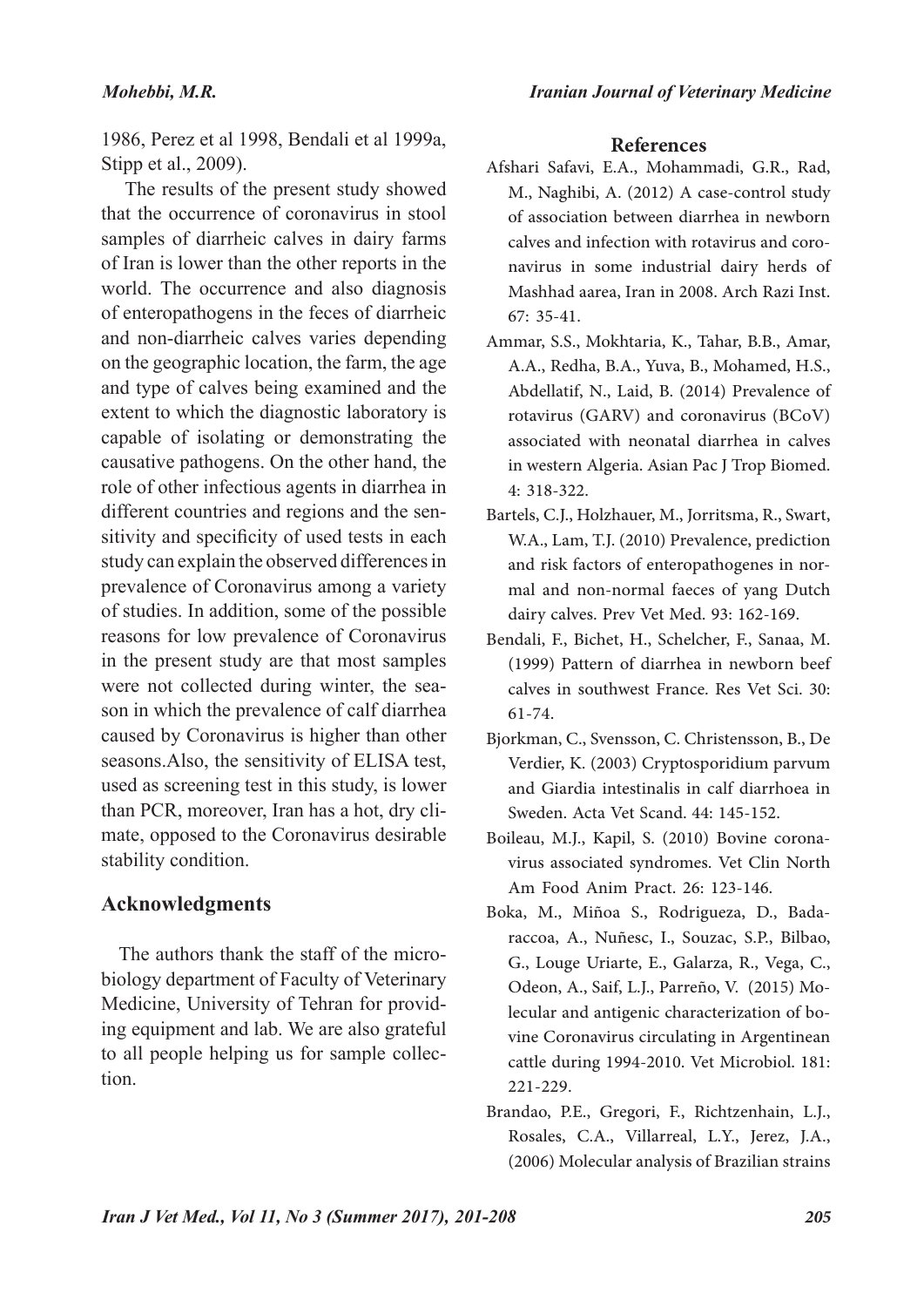1986, Perez et al 1998, Bendali et al 1999a, Stipp et al., 2009).

The results of the present study showed that the occurrence of coronavirus in stool samples of diarrheic calves in dairy farms of Iran is lower than the other reports in the world. The occurrence and also diagnosis of enteropathogens in the feces of diarrheic and non-diarrheic calves varies depending on the geographic location, the farm, the age and type of calves being examined and the extent to which the diagnostic laboratory is capable of isolating or demonstrating the causative pathogens. On the other hand, the role of other infectious agents in diarrhea in different countries and regions and the sensitivity and specificity of used tests in each study can explain the observed differences in prevalence of Coronavirus among a variety of studies. In addition, some of the possible reasons for low prevalence of Coronavirus in the present study are that most samples were not collected during winter, the season in which the prevalence of calf diarrhea caused by Coronavirus is higher than other seasons.Also, the sensitivity of ELISA test, used as screening test in this study, is lower than PCR, moreover, Iran has a hot, dry climate, opposed to the Coronavirus desirable stability condition.

## Acknowledgments

The authors thank the staff of the microbiology department of Faculty of Veterinary Medicine, University of Tehran for providing equipment and lab. We are also grateful to all people helping us for sample collection.

## References

Afshari Safavi, E.A., Mohammadi, G.R., Rad, M., Naghibi, A. (2012) A case-control study of association between diarrhea in newborn calves and infection with rotavirus and coronavirus in some industrial dairy herds of Mashhad aarea, Iran in 2008. Arch Razi Inst. 67: 35-41.

Ammar, S.S., Mokhtaria, K., Tahar, B.B., Amar, A.A., Redha, B.A., Yuva, B., Mohamed, H.S., Abdellatif, N., Laid, B. (2014) Prevalence of rotavirus (GARV) and coronavirus (BCoV) associated with neonatal diarrhea in calves in western Algeria. Asian Pac J Trop Biomed. 4: 318-322.

Bartels, C.J., Holzhauer, M., Jorritsma, R., Swart, W.A., Lam, T.J. (2010) Prevalence, prediction and risk factors of enteropathogenes in normal and non-normal faeces of yang Dutch dairy calves. Prev Vet Med. 93: 162-169.

Bendali, F., Bichet, H., Schelcher, F., Sanaa, M. (1999) Pattern of diarrhea in newborn beef calves in southwest France. Res Vet Sci. 30: 61-74.

Bjorkman, C., Svensson, C. Christensson, B., De Verdier, K. (2003) Cryptosporidium parvum and Giardia intestinalis in calf diarrhoea in Sweden. Acta Vet Scand. 44: 145-152.

Boileau, M.J., Kapil, S. (2010) Bovine coronavirus associated syndromes. Vet Clin North Am Food Anim Pract. 26: 123-146.

Boka, M., Miñoa S., Rodrigueza, D., Badaraccoa, A., Nuñesc, I., Souzac, S.P., Bilbao, G., Louge Uriarte, E., Galarza, R., Vega, C., Odeon, A., Saif, L.J., Parreño, V. (2015) Molecular and antigenic characterization of bovine Coronavirus circulating in Argentinean cattle during 1994-2010. Vet Microbiol. 181: 221-229.

Brandao, P.E., Gregori, F., Richtzenhain, L.J., Rosales, C.A., Villarreal, L.Y., Jerez, J.A., (2006) Molecular analysis of Brazilian strains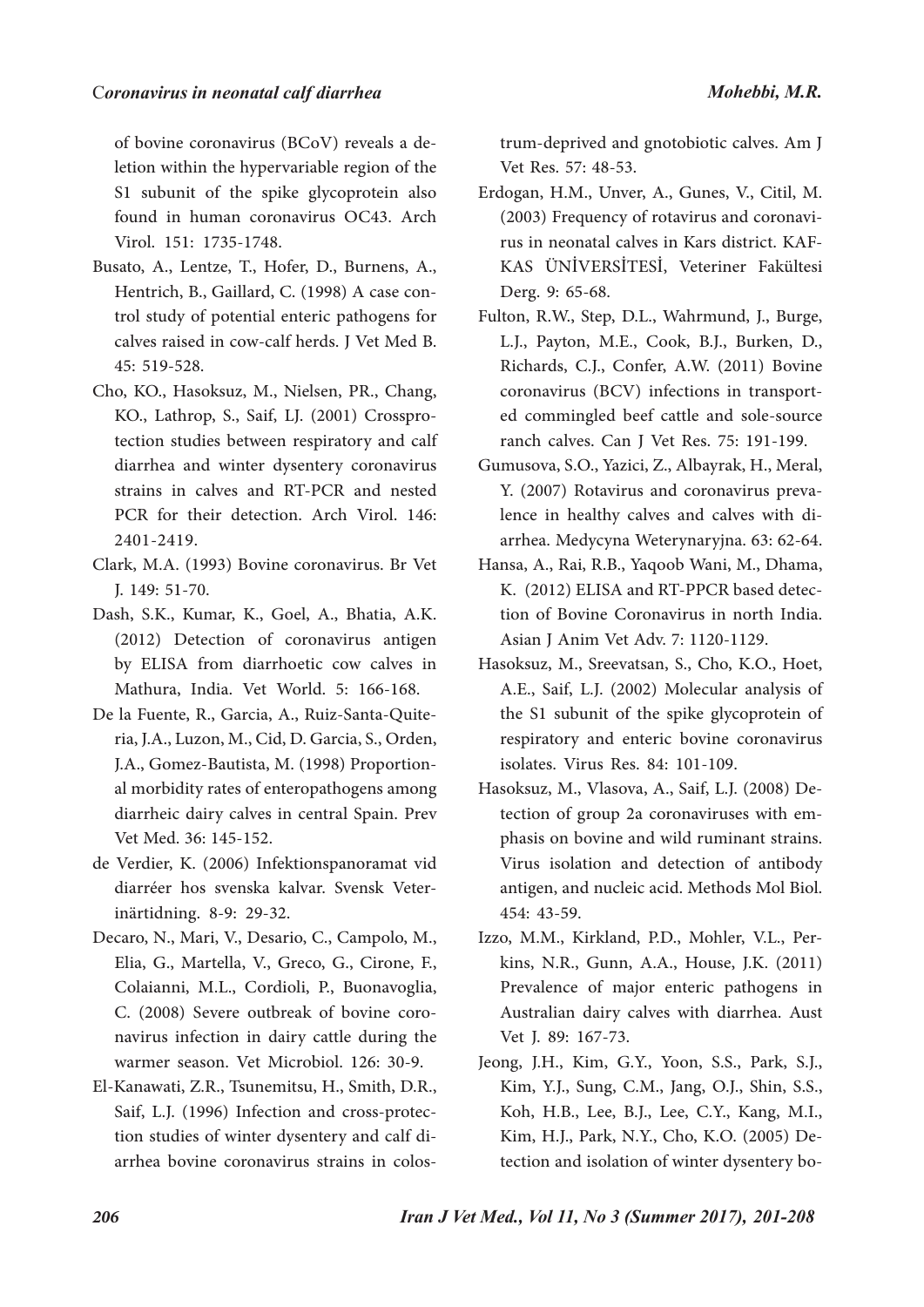of bovine coronavirus (BCoV) reveals a deletion within the hypervariable region of the S1 subunit of the spike glycoprotein also found in human coronavirus OC43. Arch Virol. 151: 1735-1748.

Busato, A., Lentze, T., Hofer, D., Burnens, A., Hentrich, B., Gaillard, C. (1998) A case control study of potential enteric pathogens for calves raised in cow-calf herds. J Vet Med B. 45: 519-528.

Cho, KO., Hasoksuz, M., Nielsen, PR., Chang, KO., Lathrop, S., Saif, LJ. (2001) Crossprotection studies between respiratory and calf diarrhea and winter dysentery coronavirus strains in calves and RT-PCR and nested PCR for their detection. Arch Virol. 146: 2401-2419.

Clark, M.A. (1993) Bovine coronavirus. Br Vet J. 149: 51-70.

Dash, S.K., Kumar, K., Goel, A., Bhatia, A.K. (2012) Detection of coronavirus antigen by ELISA from diarrhoetic cow calves in Mathura, India. Vet World. 5: 166-168.

De la Fuente, R., Garcia, A., Ruiz-Santa-Quiteria, J.A., Luzon, M., Cid, D. Garcia, S., Orden, J.A., Gomez-Bautista, M. (1998) Proportional morbidity rates of enteropathogens among diarrheic dairy calves in central Spain. Prev Vet Med. 36: 145-152.

de Verdier, K. (2006) Infektionspanoramat vid diarréer hos svenska kalvar. Svensk Veterinärtidning. 8-9: 29-32.

Decaro, N., Mari, V., Desario, C., Campolo, M., Elia, G., Martella, V., Greco, G., Cirone, F., Colaianni, M.L., Cordioli, P., Buonavoglia, C. (2008) Severe outbreak of bovine coronavirus infection in dairy cattle during the warmer season. Vet Microbiol. 126: 30-9.

El-Kanawati, Z.R., Tsunemitsu, H., Smith, D.R., Saif, L.J. (1996) Infection and cross-protection studies of winter dysentery and calf diarrhea bovine coronavirus strains in colostrum-deprived and gnotobiotic calves. Am J Vet Res. 57: 48-53.

Erdogan, H.M., Unver, A., Gunes, V., Citil, M. (2003) Frequency of rotavirus and coronavirus in neonatal calves in Kars district. KAFKAS ÜNİVERSİTESİ, Veteriner Fakültesi Derg. 9: 65-68.

Fulton, R.W., Step, D.L., Wahrmund, J., Burge, L.J., Payton, M.E., Cook, B.J., Burken, D., Richards, C.J., Confer, A.W. (2011) Bovine coronavirus (BCV) infections in transported commingled beef cattle and sole-source ranch calves. Can J Vet Res. 75: 191-199.

Gumusova, S.O., Yazici, Z., Albayrak, H., Meral, Y. (2007) Rotavirus and coronavirus prevalence in healthy calves and calves with diarrhea. Medycyna Weterynaryjna. 63: 62-64.

Hansa, A., Rai, R.B., Yaqoob Wani, M., Dhama, K. (2012) ELISA and RT-PPCR based detection of Bovine Coronavirus in north India. Asian J Anim Vet Adv. 7: 1120-1129.

Hasoksuz, M., Sreevatsan, S., Cho, K.O., Hoet, A.E., Saif, L.J. (2002) Molecular analysis of the S1 subunit of the spike glycoprotein of respiratory and enteric bovine coronavirus isolates. Virus Res. 84: 101-109.

Hasoksuz, M., Vlasova, A., Saif, L.J. (2008) Detection of group 2a coronaviruses with emphasis on bovine and wild ruminant strains. Virus isolation and detection of antibody antigen, and nucleic acid. Methods Mol Biol. 454: 43-59.

Izzo, M.M., Kirkland, P.D., Mohler, V.L., Perkins, N.R., Gunn, A.A., House, J.K. (2011) Prevalence of major enteric pathogens in Australian dairy calves with diarrhea. Aust Vet J. 89: 167-73.

Jeong, J.H., Kim, G.Y., Yoon, S.S., Park, S.J., Kim, Y.J., Sung, C.M., Jang, O.J., Shin, S.S., Koh, H.B., Lee, B.J., Lee, C.Y., Kang, M.I., Kim, H.J., Park, N.Y., Cho, K.O. (2005) Detection and isolation of winter dysentery bo-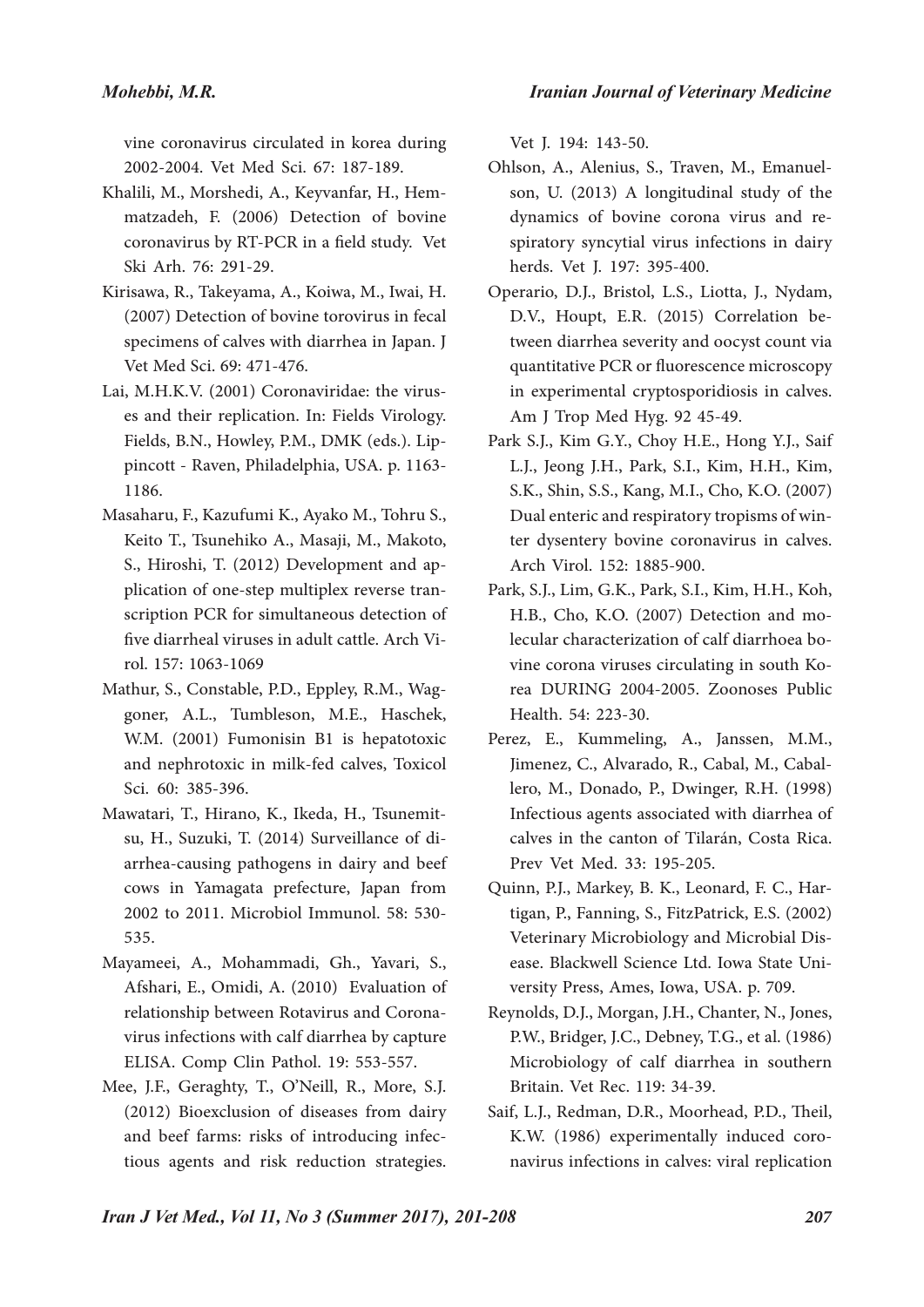vine coronavirus circulated in korea during 2002-2004. Vet Med Sci. 67: 187-189.

Khalili, M., Morshedi, A., Keyvanfar, H., Hemmatzadeh, F. (2006) Detection of bovine coronavirus by RT-PCR in a field study. Vet Ski Arh. 76: 291-29.

Kirisawa, R., Takeyama, A., Koiwa, M., Iwai, H. (2007) Detection of bovine torovirus in fecal specimens of calves with diarrhea in Japan. J Vet Med Sci. 69: 471-476.

Lai, M.H.K.V. (2001) Coronaviridae: the viruses and their replication. In: Fields Virology. Fields, B.N., Howley, P.M., DMK (eds.). Lippincott - Raven, Philadelphia, USA. p. 1163-1186.

Masaharu, F., Kazufumi K., Ayako M., Tohru S., Keito T., Tsunehiko A., Masaji, M., Makoto, S., Hiroshi, T. (2012) Development and application of one-step multiplex reverse transcription PCR for simultaneous detection of five diarrheal viruses in adult cattle. Arch Virol. 157: 1063-1069

Mathur, S., Constable, P.D., Eppley, R.M., Waggoner, A.L., Tumbleson, M.E., Haschek, W.M. (2001) Fumonisin B1 is hepatotoxic and nephrotoxic in milk-fed calves, Toxicol Sci. 60: 385-396.

Mawatari, T., Hirano, K., Ikeda, H., Tsunemitsu, H., Suzuki, T. (2014) Surveillance of diarrhea-causing pathogens in dairy and beef cows in Yamagata prefecture, Japan from 2002 to 2011. Microbiol Immunol. 58: 530-535.

Mayameei, A., Mohammadi, Gh., Yavari, S., Afshari, E., Omidi, A. (2010) Evaluation of relationship between Rotavirus and Coronavirus infections with calf diarrhea by capture ELISA. Comp Clin Pathol. 19: 553-557.

Mee, J.F., Geraghty, T., O'Neill, R., More, S.J. (2012) Bioexclusion of diseases from dairy and beef farms: risks of introducing infectious agents and risk reduction strategies. Vet J. 194: 143-50.

Ohlson, A., Alenius, S., Traven, M., Emanuelson, U. (2013) A longitudinal study of the dynamics of bovine corona virus and respiratory syncytial virus infections in dairy herds. Vet J. 197: 395-400.

Operario, D.J., Bristol, L.S., Liotta, J., Nydam, D.V., Houpt, E.R. (2015) Correlation between diarrhea severity and oocyst count via quantitative PCR or fluorescence microscopy in experimental cryptosporidiosis in calves. Am J Trop Med Hyg. 92 45-49.

Park S.J., Kim G.Y., Choy H.E., Hong Y.J., Saif L.J., Jeong J.H., Park, S.I., Kim, H.H., Kim, S.K., Shin, S.S., Kang, M.I., Cho, K.O. (2007) Dual enteric and respiratory tropisms of winter dysentery bovine coronavirus in calves. Arch Virol. 152: 1885-900.

Park, S.J., Lim, G.K., Park, S.I., Kim, H.H., Koh, H.B., Cho, K.O. (2007) Detection and molecular characterization of calf diarrhoea bovine corona viruses circulating in south Korea DURING 2004-2005. Zoonoses Public Health. 54: 223-30.

Perez, E., Kummeling, A., Janssen, M.M., Jimenez, C., Alvarado, R., Cabal, M., Caballero, M., Donado, P., Dwinger, R.H. (1998) Infectious agents associated with diarrhea of calves in the canton of Tilarán, Costa Rica. Prev Vet Med. 33: 195-205.

Quinn, P.J., Markey, B. K., Leonard, F. C., Hartigan, P., Fanning, S., FitzPatrick, E.S. (2002) Veterinary Microbiology and Microbial Disease. Blackwell Science Ltd. Iowa State University Press, Ames, Iowa, USA. p. 709.

Reynolds, D.J., Morgan, J.H., Chanter, N., Jones, P.W., Bridger, J.C., Debney, T.G., et al. (1986) Microbiology of calf diarrhea in southern Britain. Vet Rec. 119: 34-39.

Saif, L.J., Redman, D.R., Moorhead, P.D., Theil, K.W. (1986) experimentally induced coronavirus infections in calves: viral replication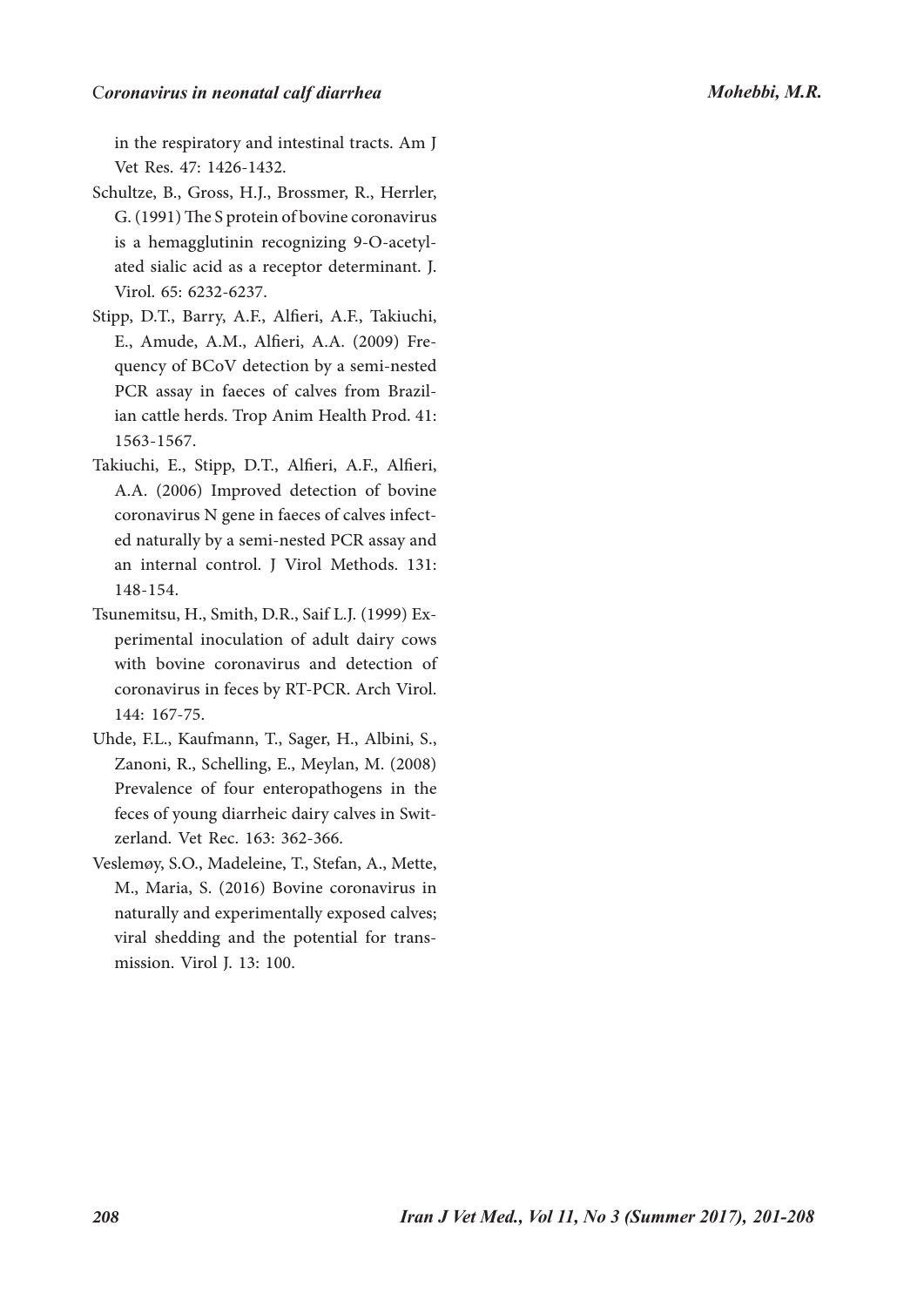in the respiratory and intestinal tracts. Am J Vet Res. 47: 1426-1432.

Schultze, B., Gross, H.J., Brossmer, R., Herrler, G. (1991) The S protein of bovine coronavirus is a hemagglutinin recognizing 9-O-acetylated sialic acid as a receptor determinant. J. Virol. 65: 6232-6237.

Stipp, D.T., Barry, A.F., Alfieri, A.F., Takiuchi, E., Amude, A.M., Alfieri, A.A. (2009) Frequency of BCoV detection by a semi-nested PCR assay in faeces of calves from Brazilian cattle herds. Trop Anim Health Prod. 41: 1563-1567.

Takiuchi, E., Stipp, D.T., Alfieri, A.F., Alfieri, A.A. (2006) Improved detection of bovine coronavirus N gene in faeces of calves infected naturally by a semi-nested PCR assay and an internal control. J Virol Methods. 131: 148-154.

Tsunemitsu, H., Smith, D.R., Saif L.J. (1999) Experimental inoculation of adult dairy cows with bovine coronavirus and detection of coronavirus in feces by RT-PCR. Arch Virol. 144: 167-75.

Uhde, F.L., Kaufmann, T., Sager, H., Albini, S., Zanoni, R., Schelling, E., Meylan, M. (2008) Prevalence of four enteropathogens in the feces of young diarrheic dairy calves in Switzerland. Vet Rec. 163: 362-366.

Veslemøy, S.O., Madeleine, T., Stefan, A., Mette, M., Maria, S. (2016) Bovine coronavirus in naturally and experimentally exposed calves; viral shedding and the potential for transmission. Virol J. 13: 100.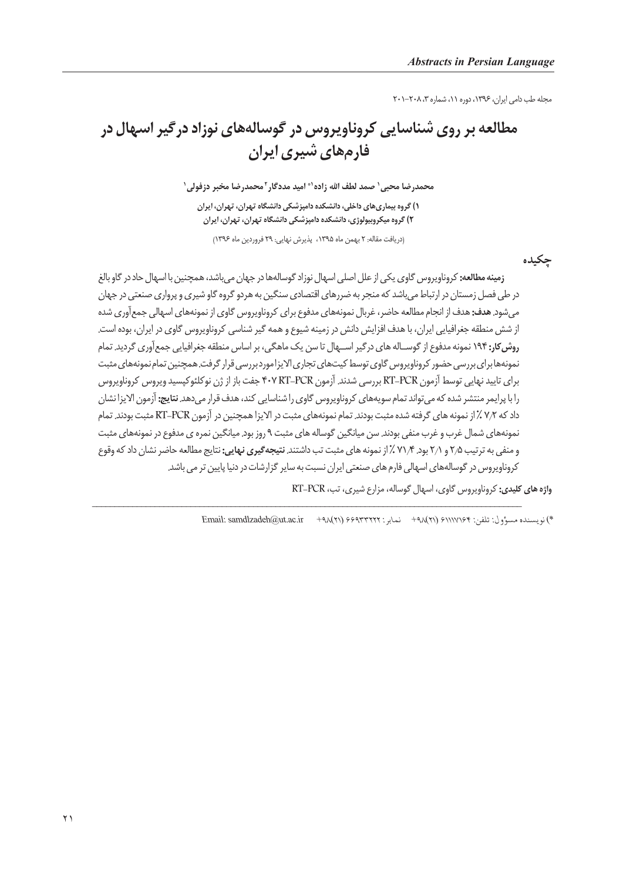مجله طب دامی ایران، ۱۳۹۶، دوره ۱۱، شماره ۳، ۲۰۸-۲۰۱

# مطالعه بر روی شناسایی کروناویروس در گوساله‌های نوزاد درگیر اسهال در فارم‌های شیری ایران

**محمدرضا محبی[۱] صمد لطف الله زاده[۱*] امید مددگار[۲] محمدرضا مخبر دزفولی[۱]**

**۱) گروه بیماری‌های داخلی، دانشکده دامپزشکی دانشگاه تهران، تهران، ایران**
**۲) گروه میکروبیولوژی، دانشکده دامپزشکی دانشگاه تهران، تهران، ایران**

(دریافت مقاله: ۲ بهمن ماه ۱۳۹۵، پذیرش نهایی: ۲۹ فروردین ماه ۱۳۹۶)

## چکیده

**زمینه مطالعه:** کروناویروس گاوی یکی از علل اصلی اسهال نوزاد گوساله‌ها در جهان می‌باشد، همچنین با اسهال حاد در گاو بالغ در طی فصل زمستان در ارتباط می‌باشد که منجر به ضررهای اقتصادی سنگین به هردو گروه گاو شیری و پرواری صنعتی در جهان می‌شود. **هدف:** هدف از انجام مطالعه حاضر، غربال نمونه‌های مدفوع برای کروناویروس گاوی از نمونه‌های اسهالی جمع‌آوری شده از شش منطقه جغرافیایی ایران، با هدف افزایش دانش در زمینه شیوع و همه گیر شناسی کروناویروس گاوی در ایران، بوده است. **روش‌کار:** ۱۹۴ نمونه مدفوع از گوساله های درگیر اسهال تا سن یک ماهگی، بر اساس منطقه جغرافیایی جمع‌آوری گردید. تمام نمونه‌ها برای بررسی حضور کروناویروس گاوی توسط کیت‌های تجاری الایزا مورد بررسی قرار گرفت. همچنین تمام نمونه‌های مثبت برای تایید نهایی توسط آزمون RT-PCR بررسی شدند. آزمون RT-PCR ۴۰۷ جفت باز از ژن نوکلئوکپسید ویروس کروناویروس را با پرایمر منتشر شده که می‌تواند تمام سویه‌های کروناویروس گاوی را شناسایی کند، هدف قرار می‌دهد. **نتایج:** آزمون الایزا نشان داد که ۷/۲ ٪ از نمونه های گرفته شده مثبت بودند. تمام نمونه‌های مثبت در الایزا همچنین در آزمون RT-PCR مثبت بودند. تمام نمونه‌های شمال غرب و غرب منفی بودند. سن میانگین گوساله های مثبت ۹ روز بود. میانگین نمره ی مدفوع در نمونه‌های مثبت و منفی به ترتیب ۲/۵ و ۲/۱ بود. ۷۱/۴ ٪ از نمونه های مثبت تب داشتند. **نتیجه‌گیری نهایی:** نتایج مطالعه حاضر نشان داد که وقوع کروناویروس در گوساله‌های اسهالی فارم های صنعتی ایران نسبت به سایر گزارشات در دنیا پایین تر می باشد.

**واژه های کلیدی:** کروناویروس گاوی، اسهال گوساله، مزارع شیری، تب، RT-PCR

---

*) نویسنده مسؤول: تلفن: ۶۱۱۱۷۱۶۴ (۲۱)۹۸+ نمابر: ۶۶۹۳۳۲۲۲ (۲۱)۹۸+ Email: samdlzadeh@ut.ac.ir